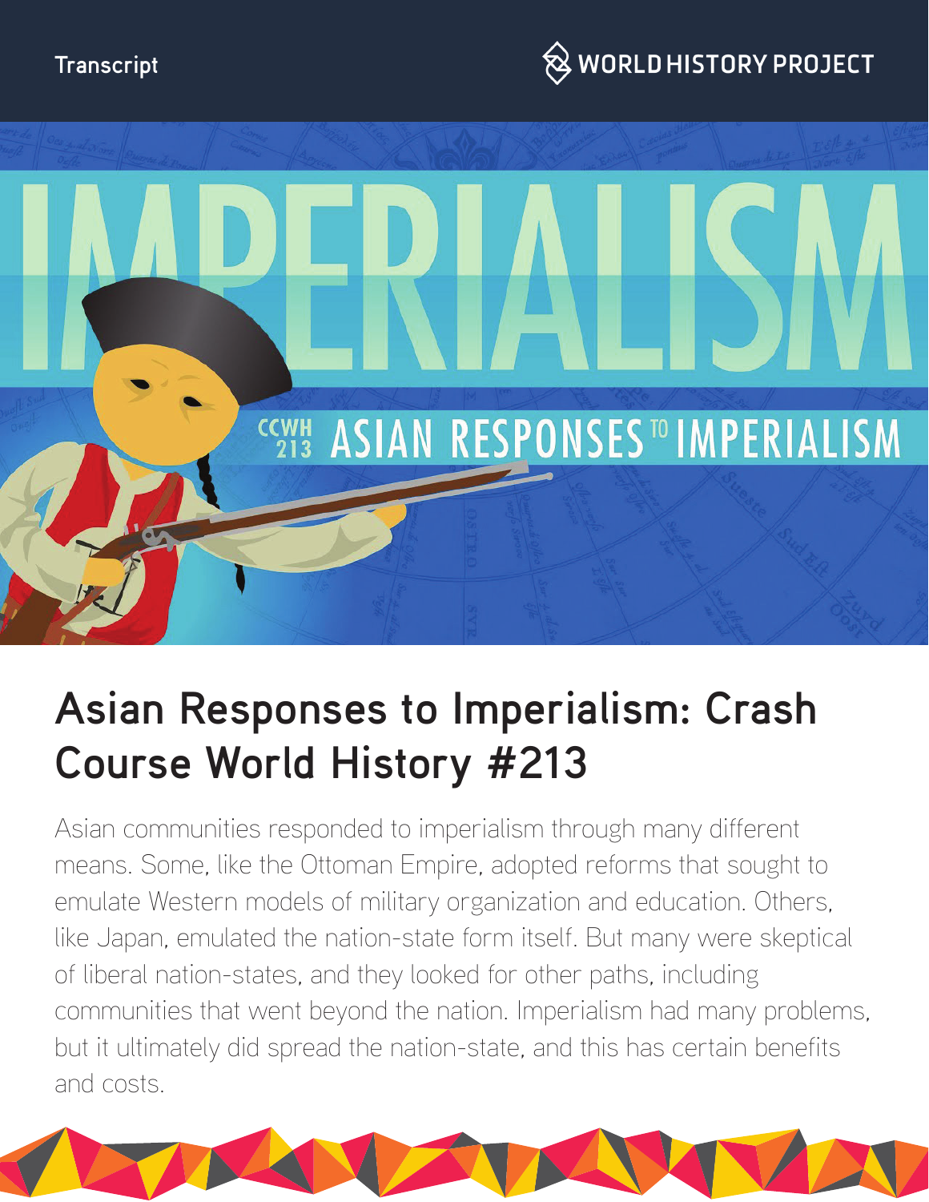Transcript

# Asian Responses to Imperialism: Crash Course World History #213

Asian communities responded to imperialism through many different means. Some, like the Ottoman Empire, adopted reforms that sought to emulate Western models of military organization and education. Others, like Japan, emulated the nation-state form itself. But many were skeptical of liberal nation-states, and they looked for other paths, including communities that went beyond the nation. Imperialism had many problems, but it ultimately did spread the nation-state, and this has certain benefits and costs.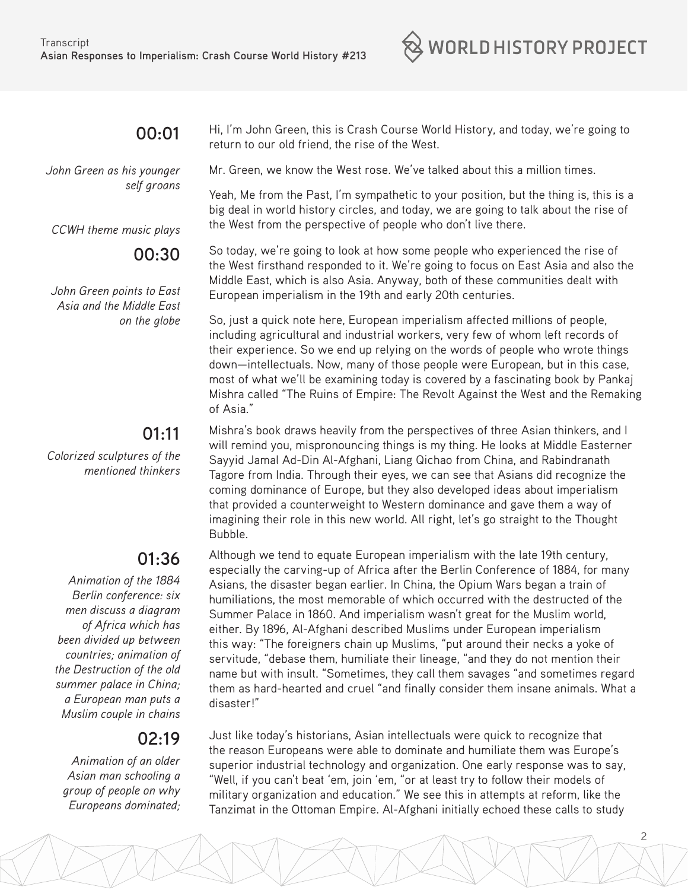**00:01**

Hi, I'm John Green, this is Crash Course World History, and today, we're going to return to our old friend, the rise of the West.

*John Green as his younger self groans*

Mr. Green, we know the West rose. We've talked about this a million times.

Yeah, Me from the Past, I'm sympathetic to your position, but the thing is, this is a big deal in world history circles, and today, we are going to talk about the rise of the West from the perspective of people who don't live there.

*CCWH theme music plays*

**00:30**

*John Green points to East Asia and the Middle East on the globe*

So today, we're going to look at how some people who experienced the rise of the West firsthand responded to it. We're going to focus on East Asia and also the Middle East, which is also Asia. Anyway, both of these communities dealt with European imperialism in the 19th and early 20th centuries.

So, just a quick note here, European imperialism affected millions of people, including agricultural and industrial workers, very few of whom left records of their experience. So we end up relying on the words of people who wrote things down—intellectuals. Now, many of those people were European, but in this case, most of what we'll be examining today is covered by a fascinating book by Pankaj Mishra called "The Ruins of Empire: The Revolt Against the West and the Remaking of Asia."

**01:11**

*Colorized sculptures of the mentioned thinkers*

Mishra's book draws heavily from the perspectives of three Asian thinkers, and I will remind you, mispronouncing things is my thing. He looks at Middle Easterner Sayyid Jamal Ad-Din Al-Afghani, Liang Qichao from China, and Rabindranath Tagore from India. Through their eyes, we can see that Asians did recognize the coming dominance of Europe, but they also developed ideas about imperialism that provided a counterweight to Western dominance and gave them a way of imagining their role in this new world. All right, let's go straight to the Thought Bubble.

**01:36**

*Animation of the 1884 Berlin conference: six men discuss a diagram of Africa which has been divided up between countries; animation of the Destruction of the old summer palace in China; a European man puts a Muslim couple in chains*

Although we tend to equate European imperialism with the late 19th century, especially the carving-up of Africa after the Berlin Conference of 1884, for many Asians, the disaster began earlier. In China, the Opium Wars began a train of humiliations, the most memorable of which occurred with the destructed of the Summer Palace in 1860. And imperialism wasn't great for the Muslim world, either. By 1896, Al-Afghani described Muslims under European imperialism this way: "The foreigners chain up Muslims, "put around their necks a yoke of servitude, "debase them, humiliate their lineage, "and they do not mention their name but with insult. "Sometimes, they call them savages "and sometimes regard them as hard-hearted and cruel "and finally consider them insane animals. What a disaster!"

**02:19**

*Animation of an older Asian man schooling a group of people on why Europeans dominated;*

Just like today's historians, Asian intellectuals were quick to recognize that the reason Europeans were able to dominate and humiliate them was Europe's superior industrial technology and organization. One early response was to say, "Well, if you can't beat 'em, join 'em, "or at least try to follow their models of military organization and education." We see this in attempts at reform, like the Tanzimat in the Ottoman Empire. Al-Afghani initially echoed these calls to study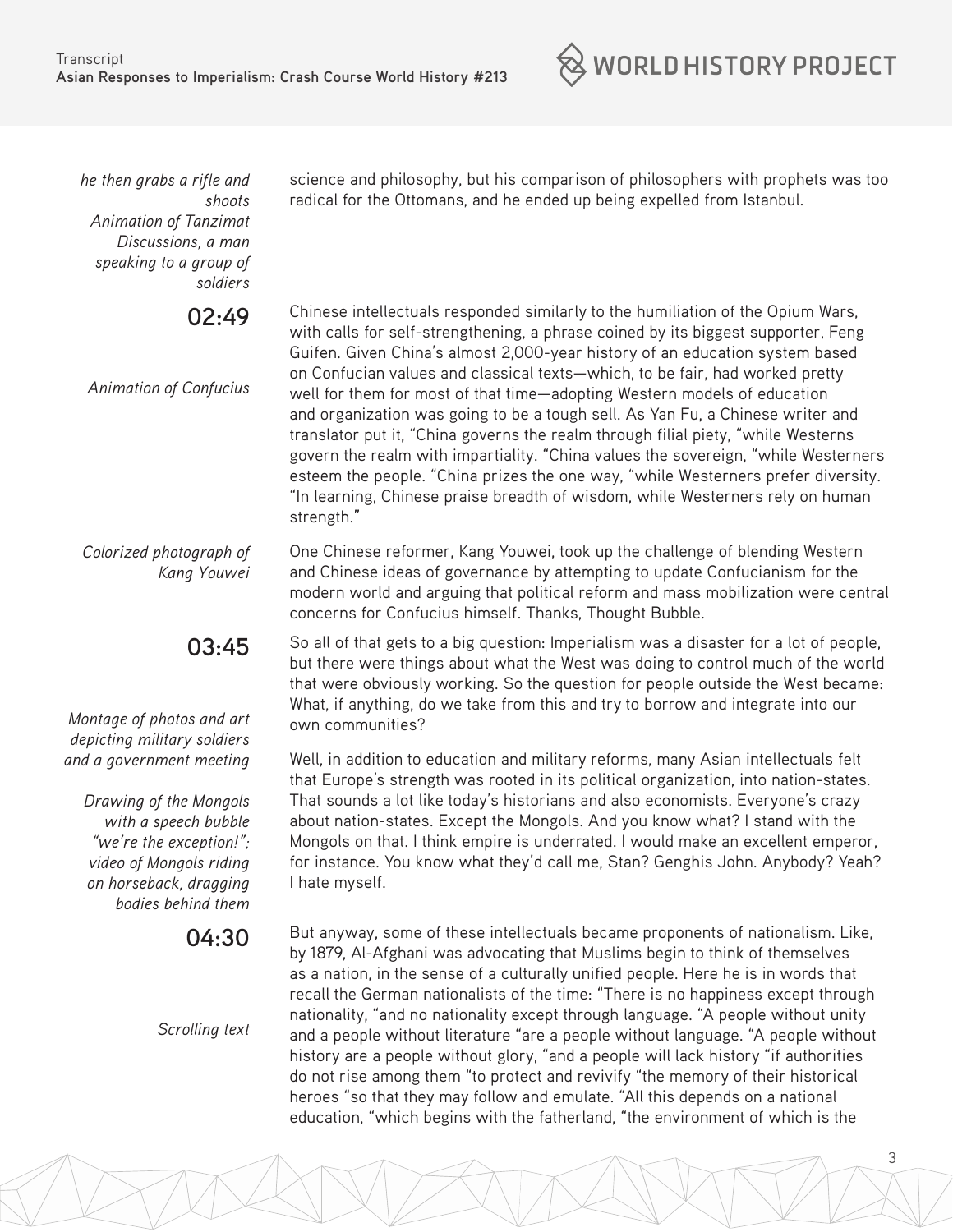*he then grabs a rifle and shoots*
*Animation of Tanzimat Discussions, a man speaking to a group of soldiers*

science and philosophy, but his comparison of philosophers with prophets was too radical for the Ottomans, and he ended up being expelled from Istanbul.

**02:49**

*Animation of Confucius*

Chinese intellectuals responded similarly to the humiliation of the Opium Wars, with calls for self-strengthening, a phrase coined by its biggest supporter, Feng Guifen. Given China's almost 2,000-year history of an education system based on Confucian values and classical texts—which, to be fair, had worked pretty well for them for most of that time—adopting Western models of education and organization was going to be a tough sell. As Yan Fu, a Chinese writer and translator put it, "China governs the realm through filial piety, "while Westerns govern the realm with impartiality. "China values the sovereign, "while Westerners esteem the people. "China prizes the one way, "while Westerners prefer diversity. "In learning, Chinese praise breadth of wisdom, while Westerners rely on human strength."

*Colorized photograph of Kang Youwei*

One Chinese reformer, Kang Youwei, took up the challenge of blending Western and Chinese ideas of governance by attempting to update Confucianism for the modern world and arguing that political reform and mass mobilization were central concerns for Confucius himself. Thanks, Thought Bubble.

**03:45**

*Montage of photos and art depicting military soldiers and a government meeting*

So all of that gets to a big question: Imperialism was a disaster for a lot of people, but there were things about what the West was doing to control much of the world that were obviously working. So the question for people outside the West became: What, if anything, do we take from this and try to borrow and integrate into our own communities?

*Drawing of the Mongols with a speech bubble "we're the exception!"; video of Mongols riding on horseback, dragging bodies behind them*

Well, in addition to education and military reforms, many Asian intellectuals felt that Europe's strength was rooted in its political organization, into nation-states. That sounds a lot like today's historians and also economists. Everyone's crazy about nation-states. Except the Mongols. And you know what? I stand with the Mongols on that. I think empire is underrated. I would make an excellent emperor, for instance. You know what they'd call me, Stan? Genghis John. Anybody? Yeah? I hate myself.

**04:30**

*Scrolling text*

But anyway, some of these intellectuals became proponents of nationalism. Like, by 1879, Al-Afghani was advocating that Muslims begin to think of themselves as a nation, in the sense of a culturally unified people. Here he is in words that recall the German nationalists of the time: "There is no happiness except through nationality, "and no nationality except through language. "A people without unity and a people without literature "are a people without language. "A people without history are a people without glory, "and a people will lack history "if authorities do not rise among them "to protect and revivify "the memory of their historical heroes "so that they may follow and emulate. "All this depends on a national education, "which begins with the fatherland, "the environment of which is the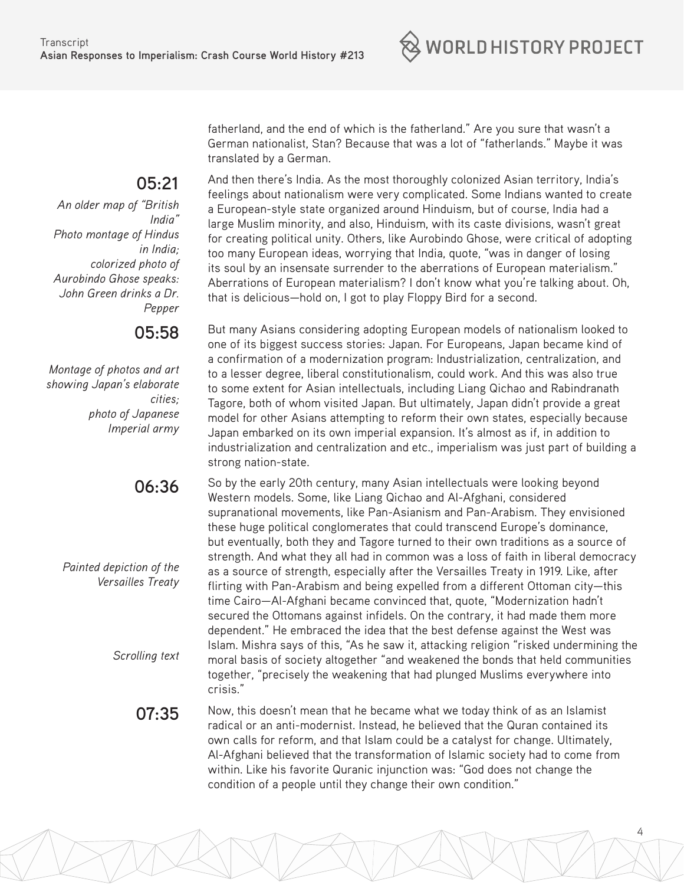fatherland, and the end of which is the fatherland." Are you sure that wasn't a German nationalist, Stan? Because that was a lot of "fatherlands." Maybe it was translated by a German.

**05:21**

*An older map of "British India"*
*Photo montage of Hindus in India;*
*colorized photo of Aurobindo Ghose speaks:*
*John Green drinks a Dr. Pepper*

And then there's India. As the most thoroughly colonized Asian territory, India's feelings about nationalism were very complicated. Some Indians wanted to create a European-style state organized around Hinduism, but of course, India had a large Muslim minority, and also, Hinduism, with its caste divisions, wasn't great for creating political unity. Others, like Aurobindo Ghose, were critical of adopting too many European ideas, worrying that India, quote, "was in danger of losing its soul by an insensate surrender to the aberrations of European materialism." Aberrations of European materialism? I don't know what you're talking about. Oh, that is delicious—hold on, I got to play Floppy Bird for a second.

**05:58**

*Montage of photos and art showing Japan's elaborate cities;*
*photo of Japanese Imperial army*

But many Asians considering adopting European models of nationalism looked to one of its biggest success stories: Japan. For Europeans, Japan became kind of a confirmation of a modernization program: Industrialization, centralization, and to a lesser degree, liberal constitutionalism, could work. And this was also true to some extent for Asian intellectuals, including Liang Qichao and Rabindranath Tagore, both of whom visited Japan. But ultimately, Japan didn't provide a great model for other Asians attempting to reform their own states, especially because Japan embarked on its own imperial expansion. It's almost as if, in addition to industrialization and centralization and etc., imperialism was just part of building a strong nation-state.

**06:36**

*Painted depiction of the Versailles Treaty*

*Scrolling text*

So by the early 20th century, many Asian intellectuals were looking beyond Western models. Some, like Liang Qichao and Al-Afghani, considered supranational movements, like Pan-Asianism and Pan-Arabism. They envisioned these huge political conglomerates that could transcend Europe's dominance, but eventually, both they and Tagore turned to their own traditions as a source of strength. And what they all had in common was a loss of faith in liberal democracy as a source of strength, especially after the Versailles Treaty in 1919. Like, after flirting with Pan-Arabism and being expelled from a different Ottoman city—this time Cairo—Al-Afghani became convinced that, quote, "Modernization hadn't secured the Ottomans against infidels. On the contrary, it had made them more dependent." He embraced the idea that the best defense against the West was Islam. Mishra says of this, "As he saw it, attacking religion "risked undermining the moral basis of society altogether "and weakened the bonds that held communities together, "precisely the weakening that had plunged Muslims everywhere into crisis."

**07:35**

Now, this doesn't mean that he became what we today think of as an Islamist radical or an anti-modernist. Instead, he believed that the Quran contained its own calls for reform, and that Islam could be a catalyst for change. Ultimately, Al-Afghani believed that the transformation of Islamic society had to come from within. Like his favorite Quranic injunction was: "God does not change the condition of a people until they change their own condition."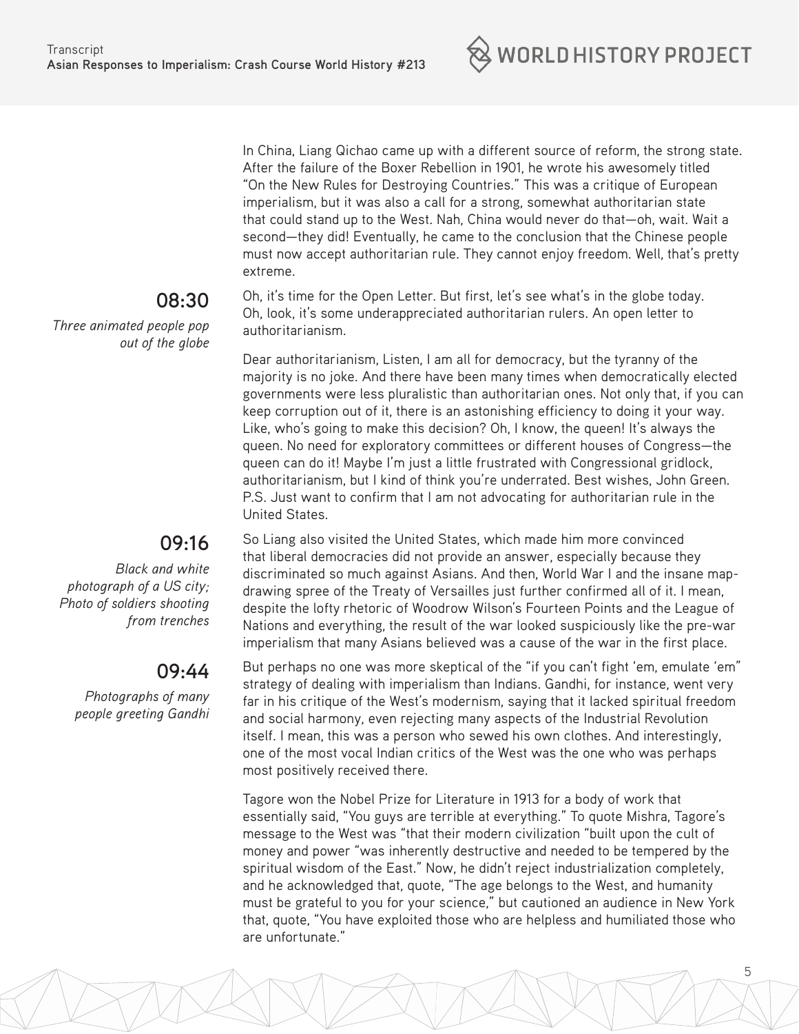In China, Liang Qichao came up with a different source of reform, the strong state. After the failure of the Boxer Rebellion in 1901, he wrote his awesomely titled "On the New Rules for Destroying Countries." This was a critique of European imperialism, but it was also a call for a strong, somewhat authoritarian state that could stand up to the West. Nah, China would never do that—oh, wait. Wait a second—they did! Eventually, he came to the conclusion that the Chinese people must now accept authoritarian rule. They cannot enjoy freedom. Well, that's pretty extreme.

**08:30**

*Three animated people pop out of the globe*

Oh, it's time for the Open Letter. But first, let's see what's in the globe today. Oh, look, it's some underappreciated authoritarian rulers. An open letter to authoritarianism.

Dear authoritarianism, Listen, I am all for democracy, but the tyranny of the majority is no joke. And there have been many times when democratically elected governments were less pluralistic than authoritarian ones. Not only that, if you can keep corruption out of it, there is an astonishing efficiency to doing it your way. Like, who's going to make this decision? Oh, I know, the queen! It's always the queen. No need for exploratory committees or different houses of Congress—the queen can do it! Maybe I'm just a little frustrated with Congressional gridlock, authoritarianism, but I kind of think you're underrated. Best wishes, John Green. P.S. Just want to confirm that I am not advocating for authoritarian rule in the United States.

**09:16**

*Black and white photograph of a US city; Photo of soldiers shooting from trenches*

So Liang also visited the United States, which made him more convinced that liberal democracies did not provide an answer, especially because they discriminated so much against Asians. And then, World War I and the insane map-drawing spree of the Treaty of Versailles just further confirmed all of it. I mean, despite the lofty rhetoric of Woodrow Wilson's Fourteen Points and the League of Nations and everything, the result of the war looked suspiciously like the pre-war imperialism that many Asians believed was a cause of the war in the first place.

**09:44**

*Photographs of many people greeting Gandhi*

But perhaps no one was more skeptical of the "if you can't fight 'em, emulate 'em" strategy of dealing with imperialism than Indians. Gandhi, for instance, went very far in his critique of the West's modernism, saying that it lacked spiritual freedom and social harmony, even rejecting many aspects of the Industrial Revolution itself. I mean, this was a person who sewed his own clothes. And interestingly, one of the most vocal Indian critics of the West was the one who was perhaps most positively received there.

Tagore won the Nobel Prize for Literature in 1913 for a body of work that essentially said, "You guys are terrible at everything." To quote Mishra, Tagore's message to the West was "that their modern civilization "built upon the cult of money and power "was inherently destructive and needed to be tempered by the spiritual wisdom of the East." Now, he didn't reject industrialization completely, and he acknowledged that, quote, "The age belongs to the West, and humanity must be grateful to you for your science," but cautioned an audience in New York that, quote, "You have exploited those who are helpless and humiliated those who are unfortunate."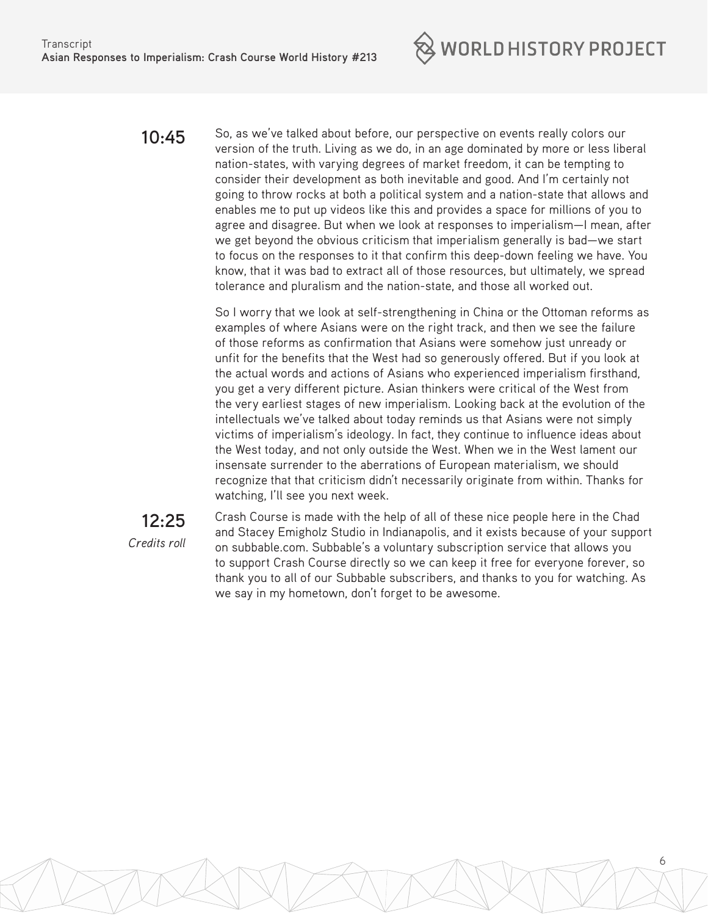**10:45**

So, as we've talked about before, our perspective on events really colors our version of the truth. Living as we do, in an age dominated by more or less liberal nation-states, with varying degrees of market freedom, it can be tempting to consider their development as both inevitable and good. And I'm certainly not going to throw rocks at both a political system and a nation-state that allows and enables me to put up videos like this and provides a space for millions of you to agree and disagree. But when we look at responses to imperialism—I mean, after we get beyond the obvious criticism that imperialism generally is bad—we start to focus on the responses to it that confirm this deep-down feeling we have. You know, that it was bad to extract all of those resources, but ultimately, we spread tolerance and pluralism and the nation-state, and those all worked out.

So I worry that we look at self-strengthening in China or the Ottoman reforms as examples of where Asians were on the right track, and then we see the failure of those reforms as confirmation that Asians were somehow just unready or unfit for the benefits that the West had so generously offered. But if you look at the actual words and actions of Asians who experienced imperialism firsthand, you get a very different picture. Asian thinkers were critical of the West from the very earliest stages of new imperialism. Looking back at the evolution of the intellectuals we've talked about today reminds us that Asians were not simply victims of imperialism's ideology. In fact, they continue to influence ideas about the West today, and not only outside the West. When we in the West lament our insensate surrender to the aberrations of European materialism, we should recognize that that criticism didn't necessarily originate from within. Thanks for watching, I'll see you next week.

**12:25**
*Credits roll*

Crash Course is made with the help of all of these nice people here in the Chad and Stacey Emigholz Studio in Indianapolis, and it exists because of your support on subbable.com. Subbable's a voluntary subscription service that allows you to support Crash Course directly so we can keep it free for everyone forever, so thank you to all of our Subbable subscribers, and thanks to you for watching. As we say in my hometown, don't forget to be awesome.